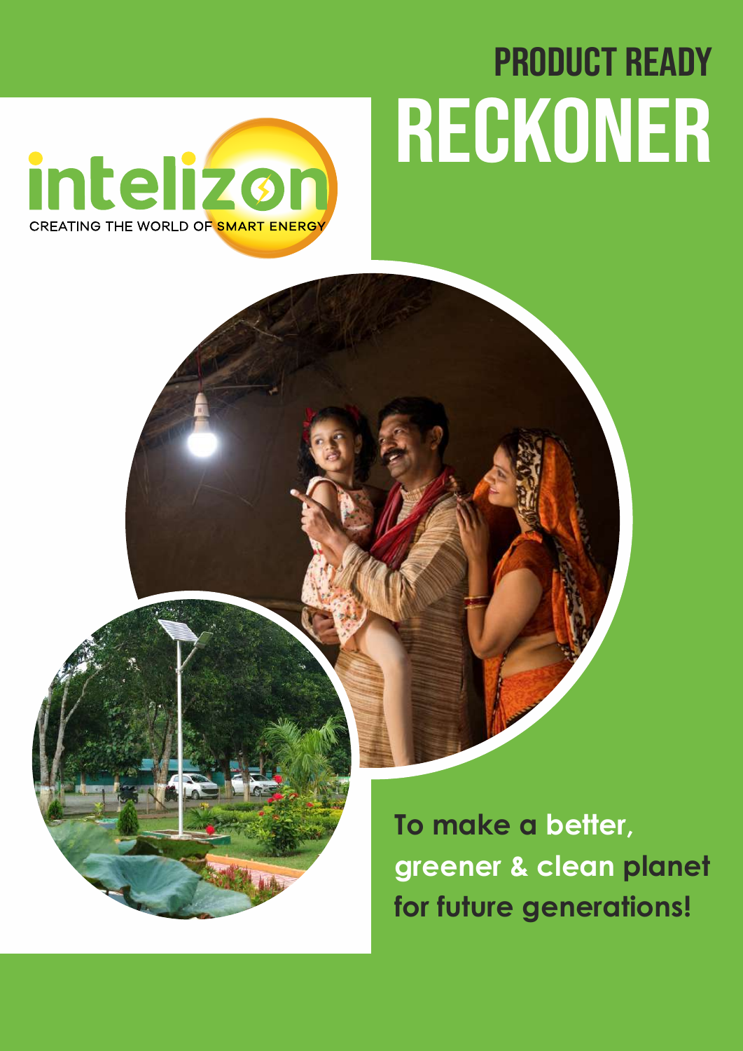intelizon

CREATING THE WORLD OF SMART ENERGY

# PRODUCT READY RECKONER

**To make a better, greener & clean planet for future generations!**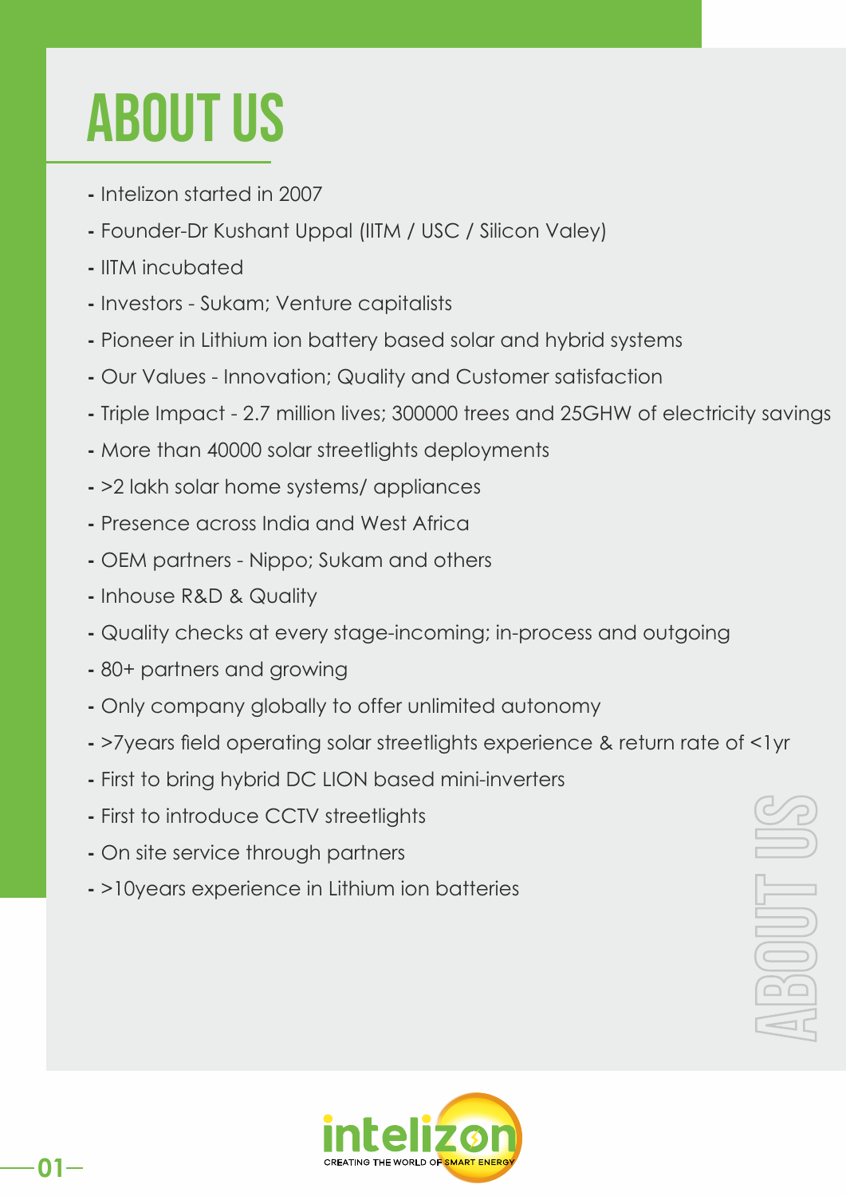# ABOUT US

- Intelizon started in 2007
- Founder-Dr Kushant Uppal (IITM / USC / Silicon Valey)
- IITM incubated
- Investors - Sukam; Venture capitalists
- Pioneer in Lithium ion battery based solar and hybrid systems
- Our Values - Innovation; Quality and Customer satisfaction
- Triple Impact - 2.7 million lives; 300000 trees and 25GHW of electricity savings
- More than 40000 solar streetlights deployments
- >2 lakh solar home systems/ appliances
- Presence across India and West Africa
- OEM partners - Nippo; Sukam and others
- Inhouse R&D & Quality
- Quality checks at every stage-incoming; in-process and outgoing
- 80+ partners and growing
- Only company globally to offer unlimited autonomy
- >7years field operating solar streetlights experience & return rate of <1yr
- First to bring hybrid DC LION based mini-inverters
- First to introduce CCTV streetlights
- On site service through partners
- >10years experience in Lithium ion batteries

intelizon
CREATING THE WORLD OF SMART ENERGY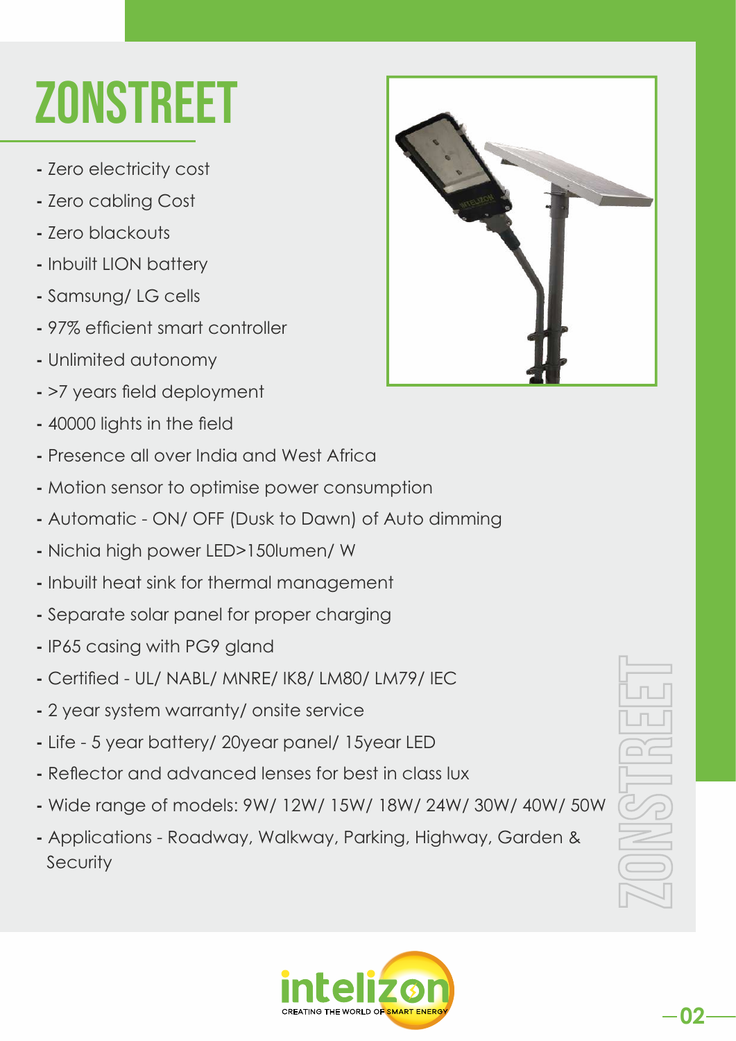# ZONSTREET

- Zero electricity cost
- Zero cabling Cost
- Zero blackouts
- Inbuilt LION battery
- Samsung/ LG cells
- 97% efficient smart controller
- Unlimited autonomy
- >7 years field deployment
- 40000 lights in the field
- Presence all over India and West Africa
- Motion sensor to optimise power consumption
- Automatic - ON/ OFF (Dusk to Dawn) of Auto dimming
- Nichia high power LED>150lumen/ W
- Inbuilt heat sink for thermal management
- Separate solar panel for proper charging
- IP65 casing with PG9 gland
- Certified - UL/ NABL/ MNRE/ IK8/ LM80/ LM79/ IEC
- 2 year system warranty/ onsite service
- Life - 5 year battery/ 20year panel/ 15year LED
- Reflector and advanced lenses for best in class lux
- Wide range of models: 9W/ 12W/ 15W/ 18W/ 24W/ 30W/ 40W/ 50W
- Applications - Roadway, Walkway, Parking, Highway, Garden & Security

intelizon
CREATING THE WORLD OF SMART ENERGY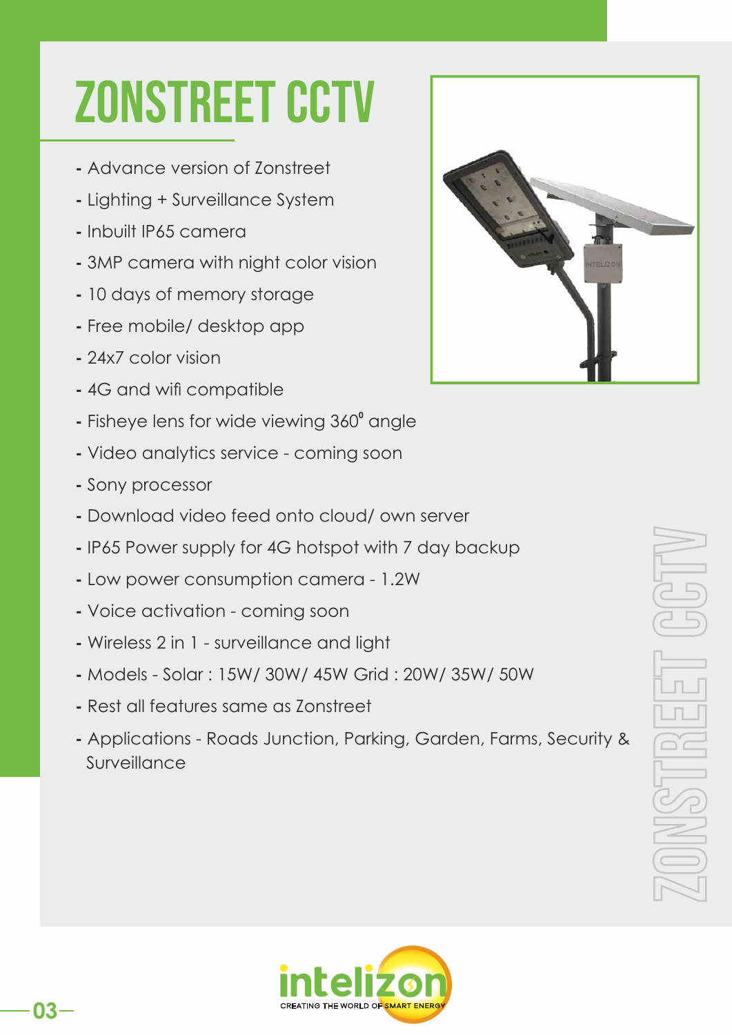# ZONSTREET CCTV

- Advance version of Zonstreet
- Lighting + Surveillance System
- Inbuilt IP65 camera
- 3MP camera with night color vision
- 10 days of memory storage
- Free mobile/ desktop app
- 24x7 color vision
- 4G and wifi compatible
- Fisheye lens for wide viewing 360° angle
- Video analytics service - coming soon
- Sony processor
- Download video feed onto cloud/ own server
- IP65 Power supply for 4G hotspot with 7 day backup
- Low power consumption camera - 1.2W
- Voice activation - coming soon
- Wireless 2 in 1 - surveillance and light
- Models - Solar : 15W/ 30W/ 45W Grid : 20W/ 35W/ 50W
- Rest all features same as Zonstreet
- Applications - Roads Junction, Parking, Garden, Farms, Security & Surveillance

intelizon
CREATING THE WORLD OF SMART ENERGY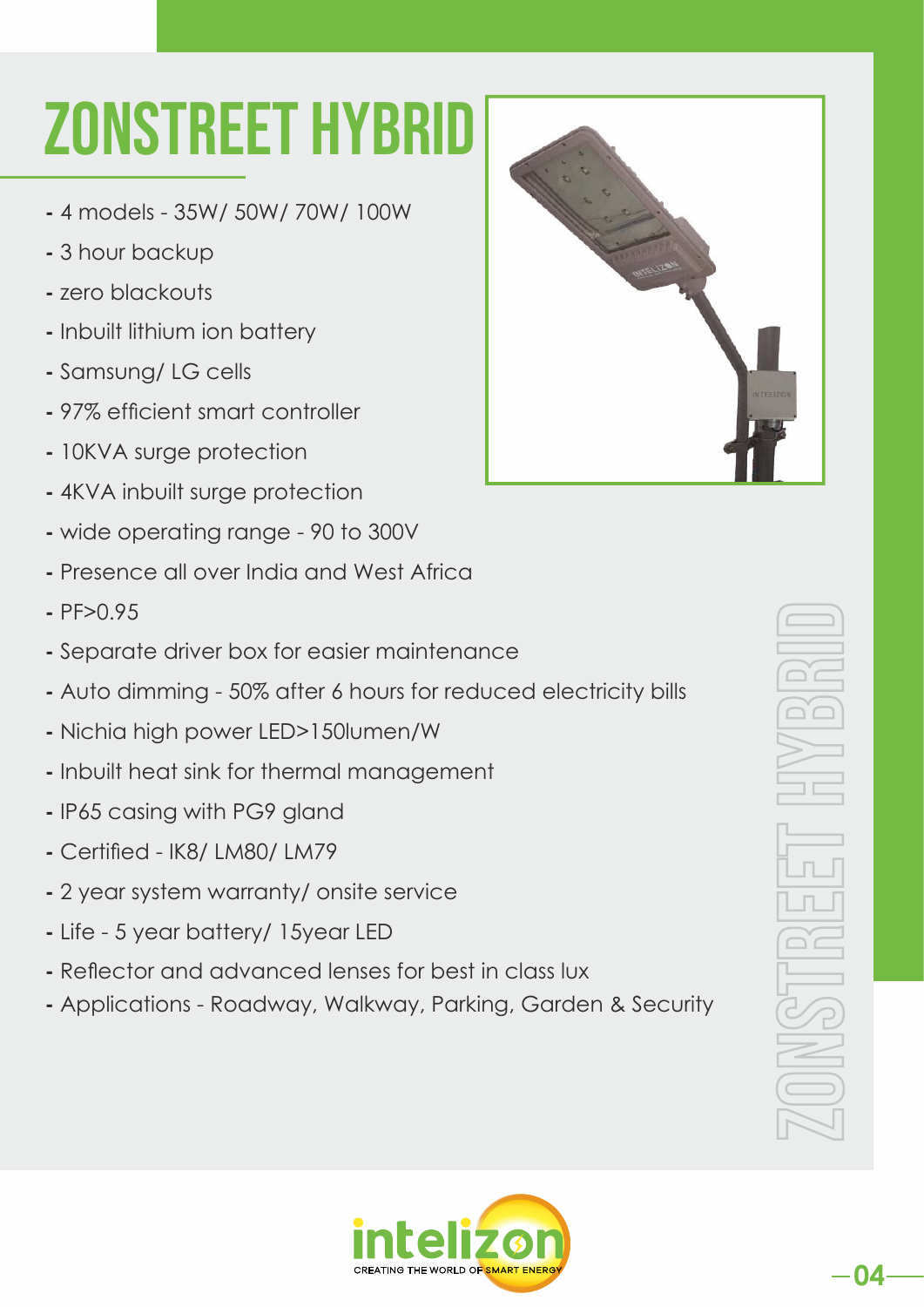# ZONSTREET HYBRID

- 4 models - 35W/ 50W/ 70W/ 100W
- 3 hour backup
- zero blackouts
- Inbuilt lithium ion battery
- Samsung/ LG cells
- 97% efficient smart controller
- 10KVA surge protection
- 4KVA inbuilt surge protection
- wide operating range - 90 to 300V
- Presence all over India and West Africa
- PF>0.95
- Separate driver box for easier maintenance
- Auto dimming - 50% after 6 hours for reduced electricity bills
- Nichia high power LED>150lumen/W
- Inbuilt heat sink for thermal management
- IP65 casing with PG9 gland
- Certified - IK8/ LM80/ LM79
- 2 year system warranty/ onsite service
- Life - 5 year battery/ 15year LED
- Reflector and advanced lenses for best in class lux
- Applications - Roadway, Walkway, Parking, Garden & Security

intelizon
CREATING THE WORLD OF SMART ENERGY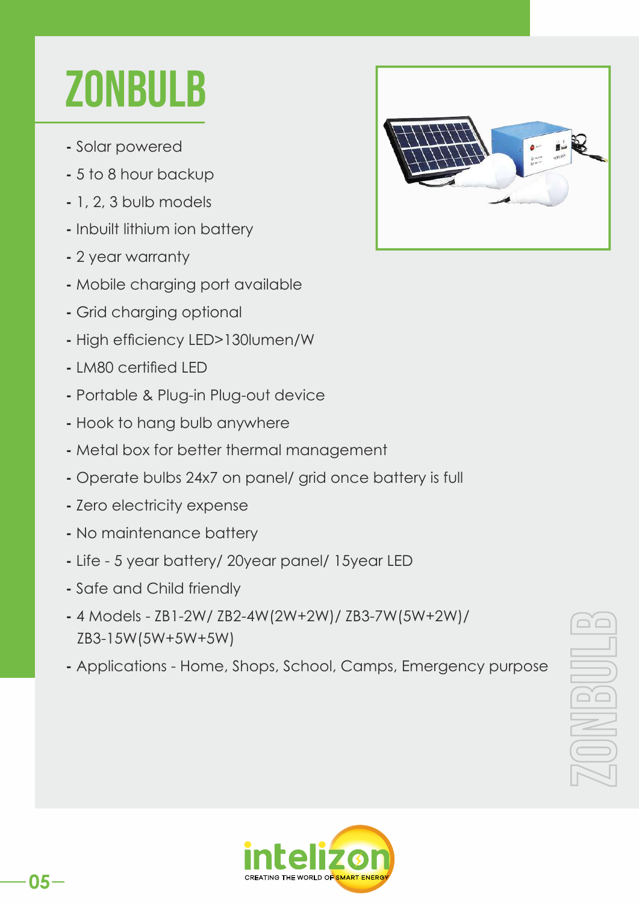# ZONBULB

- Solar powered
- 5 to 8 hour backup
- 1, 2, 3 bulb models
- Inbuilt lithium ion battery
- 2 year warranty
- Mobile charging port available
- Grid charging optional
- High efficiency LED>130lumen/W
- LM80 certified LED
- Portable & Plug-in Plug-out device
- Hook to hang bulb anywhere
- Metal box for better thermal management
- Operate bulbs 24x7 on panel/ grid once battery is full
- Zero electricity expense
- No maintenance battery
- Life - 5 year battery/ 20year panel/ 15year LED
- Safe and Child friendly
- 4 Models - ZB1-2W/ ZB2-4W(2W+2W)/ ZB3-7W(5W+2W)/ ZB3-15W(5W+5W+5W)
- Applications - Home, Shops, School, Camps, Emergency purpose

intelizon

CREATING THE WORLD OF SMART ENERGY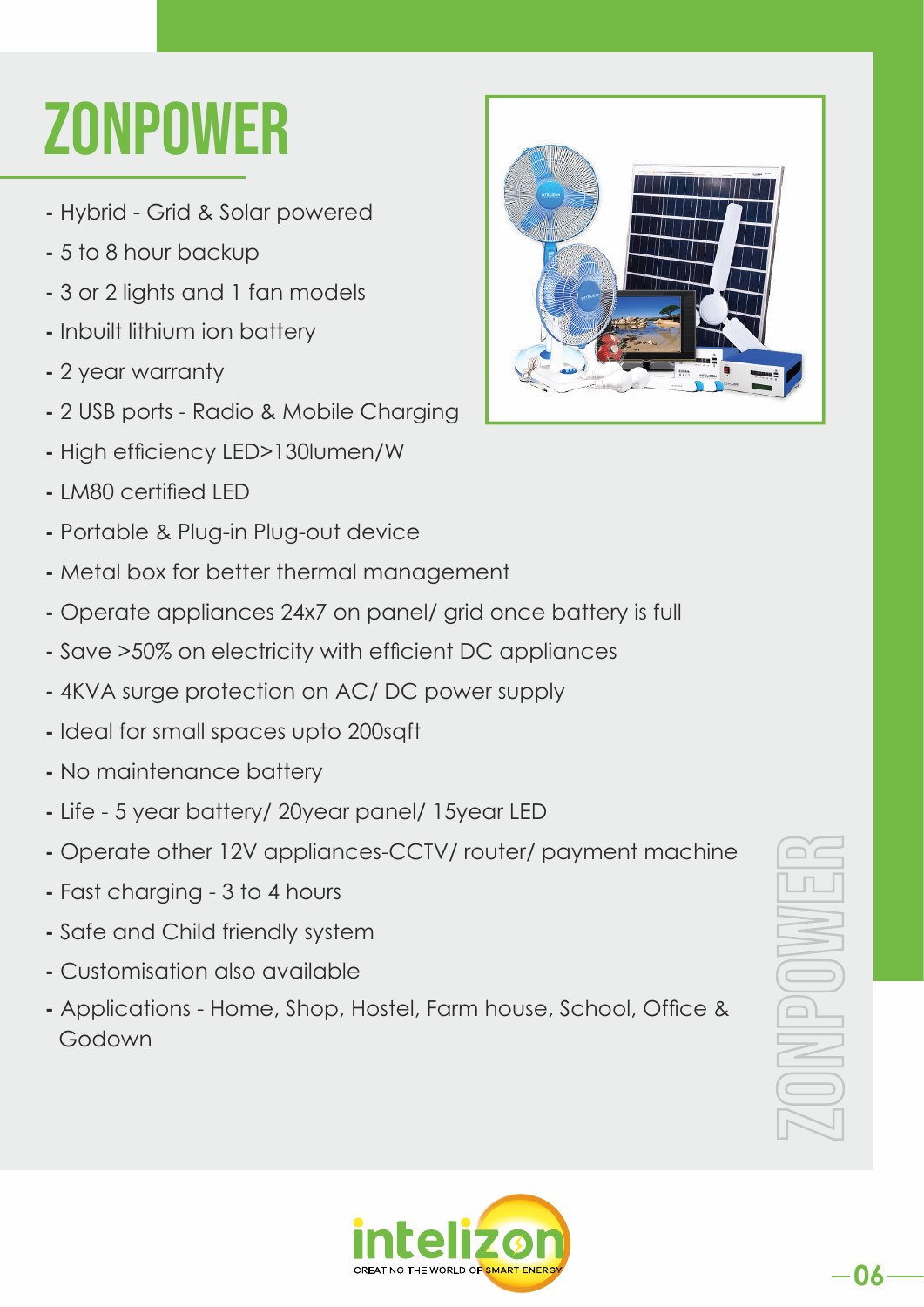# ZONPOWER

- Hybrid - Grid & Solar powered
- 5 to 8 hour backup
- 3 or 2 lights and 1 fan models
- Inbuilt lithium ion battery
- 2 year warranty
- 2 USB ports - Radio & Mobile Charging
- High efficiency LED>130lumen/W
- LM80 certified LED
- Portable & Plug-in Plug-out device
- Metal box for better thermal management
- Operate appliances 24x7 on panel/ grid once battery is full
- Save >50% on electricity with efficient DC appliances
- 4KVA surge protection on AC/ DC power supply
- Ideal for small spaces upto 200sqft
- No maintenance battery
- Life - 5 year battery/ 20year panel/ 15year LED
- Operate other 12V appliances-CCTV/ router/ payment machine
- Fast charging - 3 to 4 hours
- Safe and Child friendly system
- Customisation also available
- Applications - Home, Shop, Hostel, Farm house, School, Office & Godown

ZONPOWER

intelizon

CREATING THE WORLD OF SMART ENERGY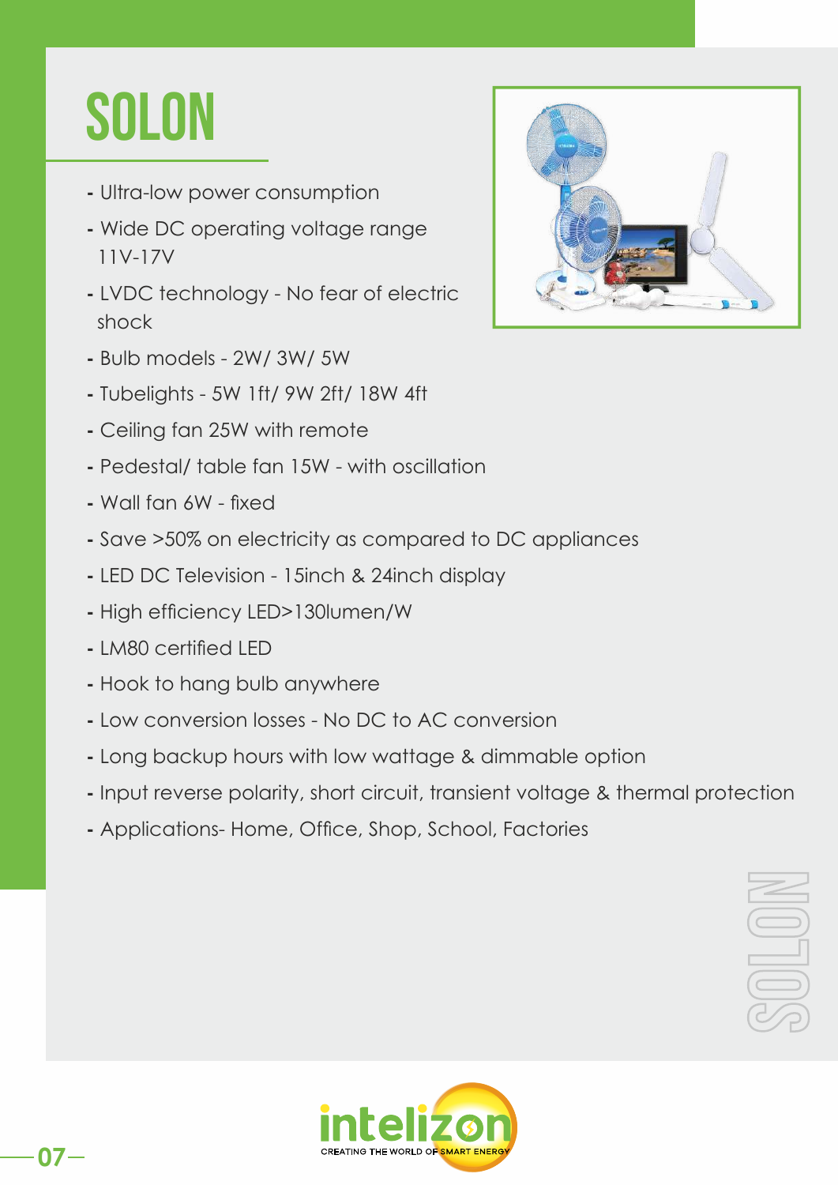# SOLON

- Ultra-low power consumption
- Wide DC operating voltage range 11V-17V
- LVDC technology - No fear of electric shock
- Bulb models - 2W/ 3W/ 5W
- Tubelights - 5W 1ft/ 9W 2ft/ 18W 4ft
- Ceiling fan 25W with remote
- Pedestal/ table fan 15W - with oscillation
- Wall fan 6W - fixed
- Save >50% on electricity as compared to DC appliances
- LED DC Television - 15inch & 24inch display
- High efficiency LED>130lumen/W
- LM80 certified LED
- Hook to hang bulb anywhere
- Low conversion losses - No DC to AC conversion
- Long backup hours with low wattage & dimmable option
- Input reverse polarity, short circuit, transient voltage & thermal protection
- Applications- Home, Office, Shop, School, Factories

intelizon

CREATING THE WORLD OF SMART ENERGY